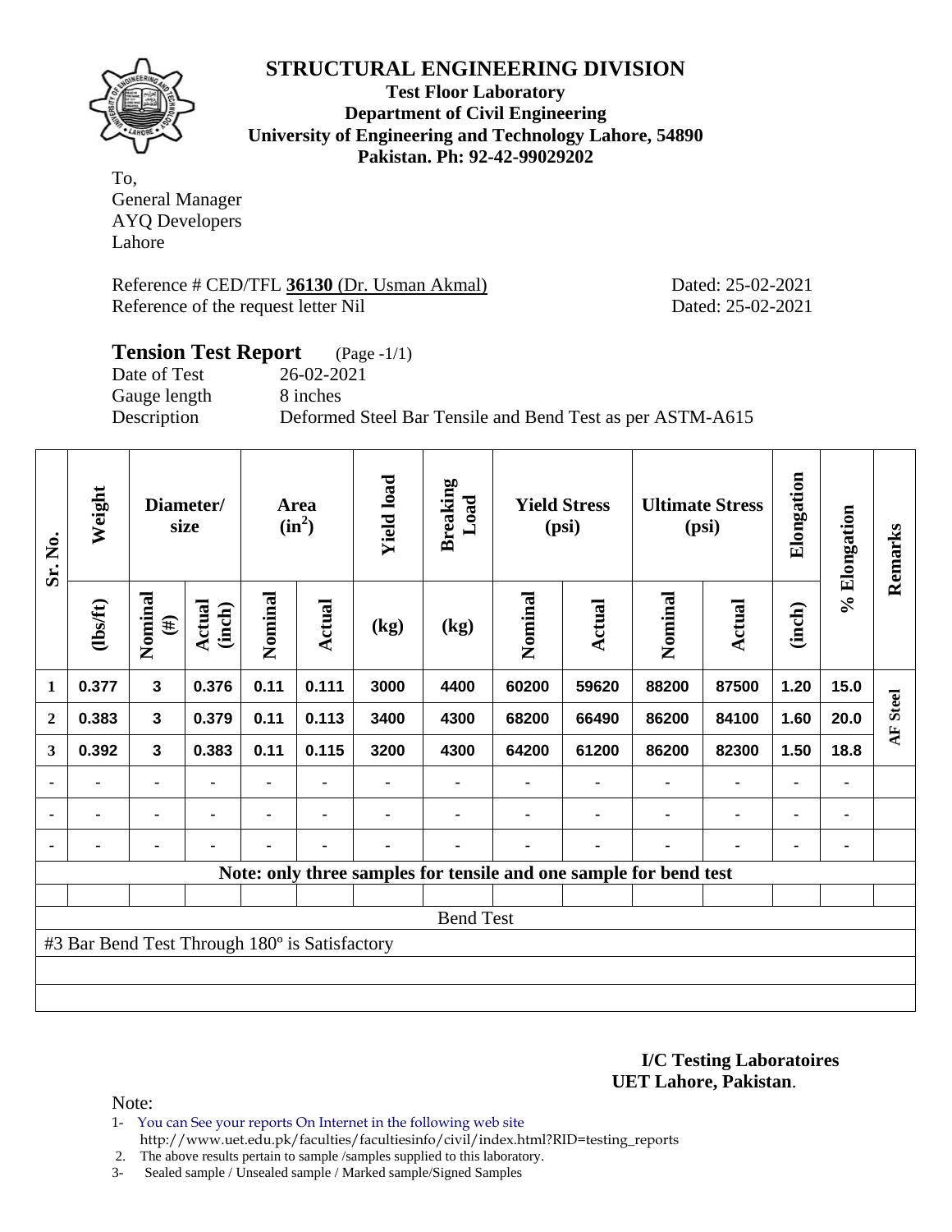# STRUCTURAL ENGINEERING DIVISION

**Test Floor Laboratory**
**Department of Civil Engineering**
**University of Engineering and Technology Lahore, 54890**
**Pakistan. Ph: 92-42-99029202**

To,
General Manager
AYQ Developers
Lahore

Reference # CED/TFL **36130** (Dr. Usman Akmal) Dated: 25-02-2021
Reference of the request letter Nil Dated: 25-02-2021

## Tension Test Report (Page -1/1)

Date of Test 26-02-2021
Gauge length 8 inches
Description Deformed Steel Bar Tensile and Bend Test as per ASTM-A615

| Sr. No. | Weight | Diameter/ size | | Area ($in^2$) | | Yield load | Breaking Load | Yield Stress (psi) | | Ultimate Stress (psi) | | Elongation | % Elongation | Remarks |
|---|---|---|---|---|---|---|---|---|---|---|---|---|---|---|
| | (lbs/ft) | Nominal (#) | Actual (inch) | Nominal | Actual | (kg) | (kg) | Nominal | Actual | Nominal | Actual | (inch) | | |
| 1 | 0.377 | 3 | 0.376 | 0.11 | 0.111 | 3000 | 4400 | 60200 | 59620 | 88200 | 87500 | 1.20 | 15.0 | AF Steel |
| 2 | 0.383 | 3 | 0.379 | 0.11 | 0.113 | 3400 | 4300 | 68200 | 66490 | 86200 | 84100 | 1.60 | 20.0 | |
| 3 | 0.392 | 3 | 0.383 | 0.11 | 0.115 | 3200 | 4300 | 64200 | 61200 | 86200 | 82300 | 1.50 | 18.8 | |
| - | - | - | - | - | - | - | - | - | - | - | - | - | - | |
| - | - | - | - | - | - | - | - | - | - | - | - | - | - | |
| - | - | - | - | - | - | - | - | - | - | - | - | - | - | |

**Note: only three samples for tensile and one sample for bend test**

Bend Test

#3 Bar Bend Test Through 180º is Satisfactory

**I/C Testing Laboratoires**
**UET Lahore, Pakistan**.

Note:
1- You can See your reports On Internet in the following web site
http://www.uet.edu.pk/faculties/facultiesinfo/civil/index.html?RID=testing_reports
2. The above results pertain to sample /samples supplied to this laboratory.
3- Sealed sample / Unsealed sample / Marked sample/Signed Samples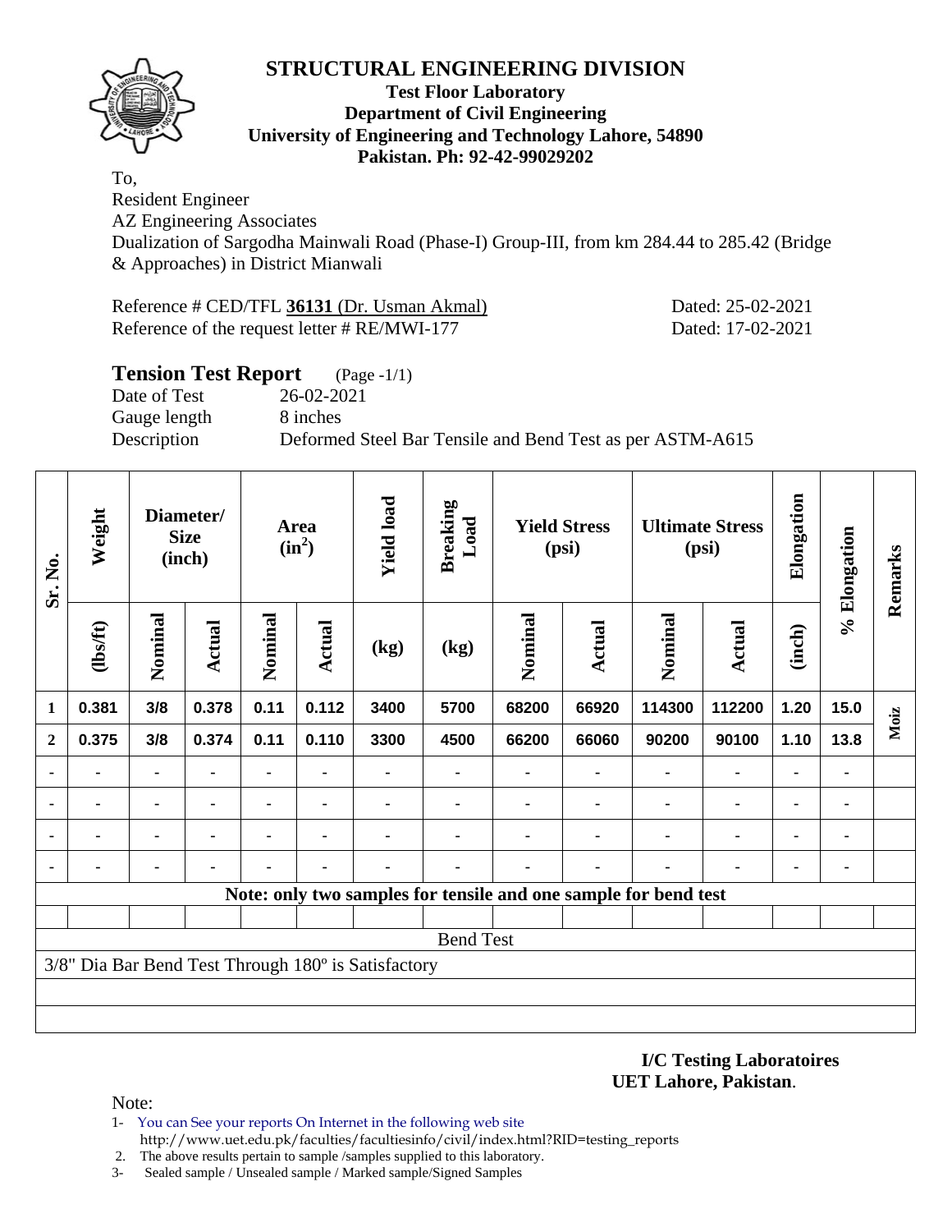# STRUCTURAL ENGINEERING DIVISION

**Test Floor Laboratory**
**Department of Civil Engineering**
**University of Engineering and Technology Lahore, 54890**
**Pakistan. Ph: 92-42-99029202**

To,
Resident Engineer
AZ Engineering Associates
Dualization of Sargodha Mainwali Road (Phase-I) Group-III, from km 284.44 to 285.42 (Bridge & Approaches) in District Mianwali

Reference # CED/TFL **36131** (Dr. Usman Akmal) Dated: 25-02-2021
Reference of the request letter # RE/MWI-177 Dated: 17-02-2021

## Tension Test Report (Page -1/1)

Date of Test 26-02-2021
Gauge length 8 inches
Description Deformed Steel Bar Tensile and Bend Test as per ASTM-A615

| Sr. No. | Weight | Diameter/ Size (inch) | | Area ($in^2$) | | Yield load | Breaking Load | Yield Stress (psi) | | Ultimate Stress (psi) | | Elongation | % Elongation | Remarks |
|---|---|---|---|---|---|---|---|---|---|---|---|---|---|---|
| | (lbs/ft) | Nominal | Actual | Nominal | Actual | (kg) | (kg) | Nominal | Actual | Nominal | Actual | (inch) | | |
| 1 | 0.381 | 3/8 | 0.378 | 0.11 | 0.112 | 3400 | 5700 | 68200 | 66920 | 114300 | 112200 | 1.20 | 15.0 | Moiz |
| 2 | 0.375 | 3/8 | 0.374 | 0.11 | 0.110 | 3300 | 4500 | 66200 | 66060 | 90200 | 90100 | 1.10 | 13.8 | |
| - | - | - | - | - | - | - | - | - | - | - | - | - | - | |
| - | - | - | - | - | - | - | - | - | - | - | - | - | - | |
| - | - | - | - | - | - | - | - | - | - | - | - | - | - | |
| - | - | - | - | - | - | - | - | - | - | - | - | - | - | |

**Note: only two samples for tensile and one sample for bend test**

Bend Test

3/8" Dia Bar Bend Test Through 180º is Satisfactory

**I/C Testing Laboratoires**
**UET Lahore, Pakistan**.

Note:

1- You can See your reports On Internet in the following web site
http://www.uet.edu.pk/faculties/facultiesinfo/civil/index.html?RID=testing_reports
2. The above results pertain to sample /samples supplied to this laboratory.
3- Sealed sample / Unsealed sample / Marked sample/Signed Samples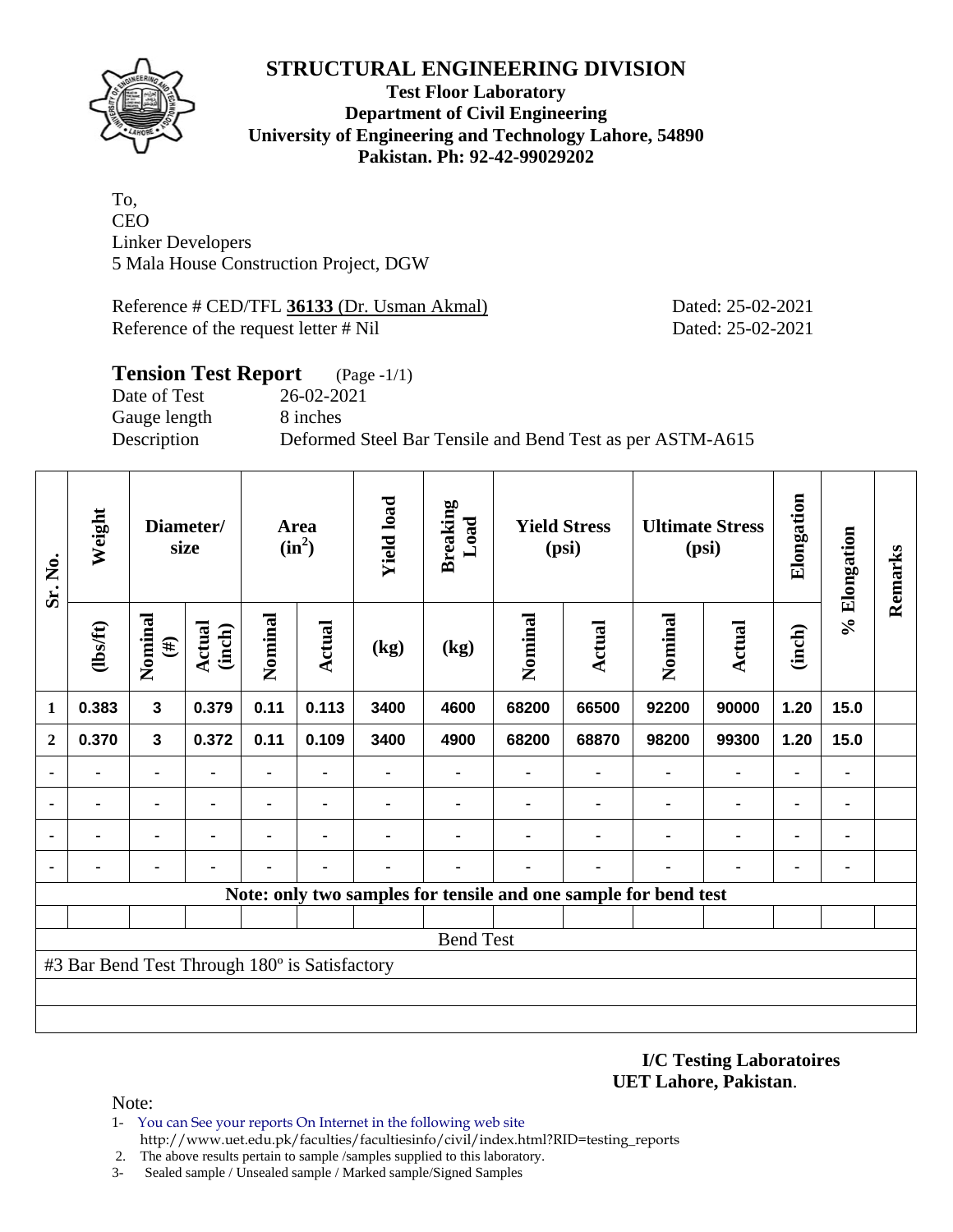# STRUCTURAL ENGINEERING DIVISION

**Test Floor Laboratory**
**Department of Civil Engineering**
**University of Engineering and Technology Lahore, 54890**
**Pakistan. Ph: 92-42-99029202**

To,
CEO
Linker Developers
5 Mala House Construction Project, DGW

Reference # CED/TFL **36133** (Dr. Usman Akmal) Dated: 25-02-2021
Reference of the request letter # Nil Dated: 25-02-2021

## Tension Test Report (Page -1/1)

Date of Test 26-02-2021
Gauge length 8 inches
Description Deformed Steel Bar Tensile and Bend Test as per ASTM-A615

| Sr. No. | Weight | Diameter/ size | | Area ($in^2$) | | Yield load | Breaking Load | Yield Stress (psi) | | Ultimate Stress (psi) | | Elongation | % Elongation | Remarks |
|---|---|---|---|---|---|---|---|---|---|---|---|---|---|---|
| | (lbs/ft) | Nominal (#) | Actual (inch) | Nominal | Actual | (kg) | (kg) | Nominal | Actual | Nominal | Actual | (inch) | | |
| 1 | 0.383 | 3 | 0.379 | 0.11 | 0.113 | 3400 | 4600 | 68200 | 66500 | 92200 | 90000 | 1.20 | 15.0 | |
| 2 | 0.370 | 3 | 0.372 | 0.11 | 0.109 | 3400 | 4900 | 68200 | 68870 | 98200 | 99300 | 1.20 | 15.0 | |
| - | - | - | - | - | - | - | - | - | - | - | - | - | - | |
| - | - | - | - | - | - | - | - | - | - | - | - | - | - | |
| - | - | - | - | - | - | - | - | - | - | - | - | - | - | |
| - | - | - | - | - | - | - | - | - | - | - | - | - | - | |
| Note: only two samples for tensile and one sample for bend test | | | | | | | | | | | | | | |
| | | | | | | | | | | | | | | |
| Bend Test | | | | | | | | | | | | | | |
| #3 Bar Bend Test Through 180º is Satisfactory | | | | | | | | | | | | | | |

**I/C Testing Laboratoires**
**UET Lahore, Pakistan**.

Note:
1- You can See your reports On Internet in the following web site
http://www.uet.edu.pk/faculties/facultiesinfo/civil/index.html?RID=testing_reports
2. The above results pertain to sample /samples supplied to this laboratory.
3- Sealed sample / Unsealed sample / Marked sample/Signed Samples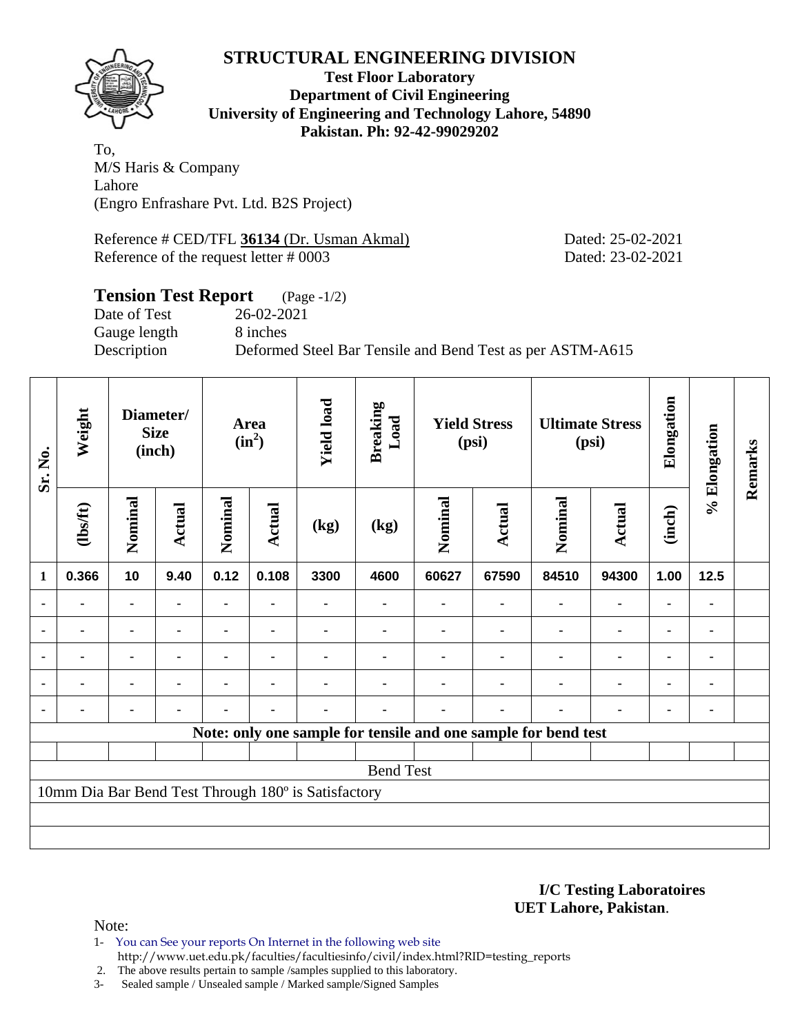# STRUCTURAL ENGINEERING DIVISION

**Test Floor Laboratory**
**Department of Civil Engineering**
**University of Engineering and Technology Lahore, 54890**
**Pakistan. Ph: 92-42-99029202**

To,
M/S Haris & Company
Lahore
(Engro Enfrashare Pvt. Ltd. B2S Project)

Reference # CED/TFL **36134** (Dr. Usman Akmal) Dated: 25-02-2021
Reference of the request letter # 0003 Dated: 23-02-2021

## Tension Test Report (Page -1/2)

Date of Test 26-02-2021
Gauge length 8 inches
Description Deformed Steel Bar Tensile and Bend Test as per ASTM-A615

| Sr. No. | Weight | Diameter/ Size (inch) | | Area ($in^2$) | | Yield load | Breaking Load | Yield Stress (psi) | | Ultimate Stress (psi) | | Elongation | % Elongation | Remarks |
|---|---|---|---|---|---|---|---|---|---|---|---|---|---|---|
| | (lbs/ft) | Nominal | Actual | Nominal | Actual | (kg) | (kg) | Nominal | Actual | Nominal | Actual | (inch) | | |
| 1 | 0.366 | 10 | 9.40 | 0.12 | 0.108 | 3300 | 4600 | 60627 | 67590 | 84510 | 94300 | 1.00 | 12.5 | |
| - | - | - | - | - | - | - | - | - | - | - | - | - | - | |
| - | - | - | - | - | - | - | - | - | - | - | - | - | - | |
| - | - | - | - | - | - | - | - | - | - | - | - | - | - | |
| - | - | - | - | - | - | - | - | - | - | - | - | - | - | |
| - | - | - | - | - | - | - | - | - | - | - | - | - | - | |
| Note: only one sample for tensile and one sample for bend test | | | | | | | | | | | | | | |
| | | | | | | | | | | | | | | |
| Bend Test | | | | | | | | | | | | | | |
| 10mm Dia Bar Bend Test Through 180º is Satisfactory | | | | | | | | | | | | | | |

**I/C Testing Laboratoires**
**UET Lahore, Pakistan**.

Note:
1- You can See your reports On Internet in the following web site
http://www.uet.edu.pk/faculties/facultiesinfo/civil/index.html?RID=testing_reports
2. The above results pertain to sample /samples supplied to this laboratory.
3- Sealed sample / Unsealed sample / Marked sample/Signed Samples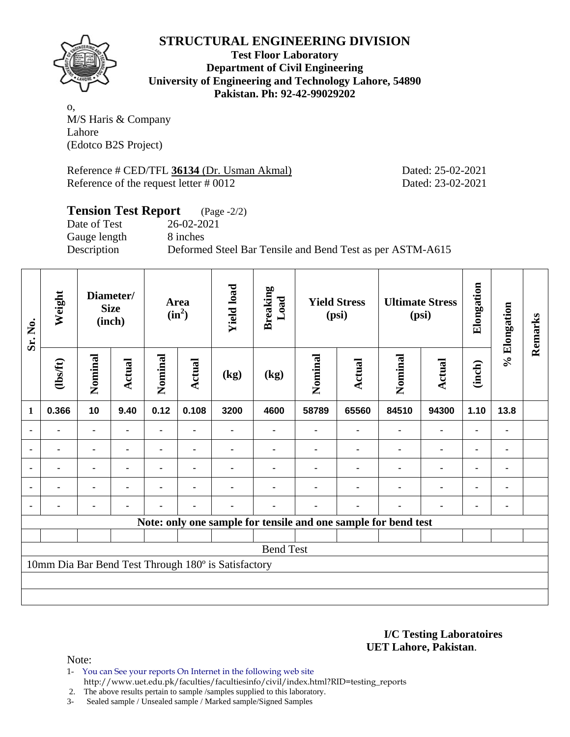# STRUCTURAL ENGINEERING DIVISION

**Test Floor Laboratory**
**Department of Civil Engineering**
**University of Engineering and Technology Lahore, 54890**
**Pakistan. Ph: 92-42-99029202**

o,
M/S Haris & Company
Lahore
(Edotco B2S Project)

Reference # CED/TFL **36134** (Dr. Usman Akmal) Dated: 25-02-2021
Reference of the request letter # 0012 Dated: 23-02-2021

## Tension Test Report (Page -2/2)

Date of Test 26-02-2021
Gauge length 8 inches
Description Deformed Steel Bar Tensile and Bend Test as per ASTM-A615

| Sr. No. | Weight | Diameter/ Size (inch) | | Area ($in^2$) | | Yield load | Breaking Load | Yield Stress (psi) | | Ultimate Stress (psi) | | Elongation | % Elongation | Remarks |
|---|---|---|---|---|---|---|---|---|---|---|---|---|---|---|
| | (lbs/ft) | Nominal | Actual | Nominal | Actual | (kg) | (kg) | Nominal | Actual | Nominal | Actual | (inch) | | |
| **1** | **0.366** | **10** | **9.40** | **0.12** | **0.108** | **3200** | **4600** | **58789** | **65560** | **84510** | **94300** | **1.10** | **13.8** | |
| - | - | - | - | - | - | - | - | - | - | - | - | - | - | |
| - | - | - | - | - | - | - | - | - | - | - | - | - | - | |
| - | - | - | - | - | - | - | - | - | - | - | - | - | - | |
| - | - | - | - | - | - | - | - | - | - | - | - | - | - | |
| - | - | - | - | - | - | - | - | - | - | - | - | - | - | |
| **Note: only one sample for tensile and one sample for bend test** | | | | | | | | | | | | | | |
| Bend Test | | | | | | | | | | | | | | |
| 10mm Dia Bar Bend Test Through 180º is Satisfactory | | | | | | | | | | | | | | |

**I/C Testing Laboratoires**
**UET Lahore, Pakistan**.

Note:
1- You can See your reports On Internet in the following web site
 http://www.uet.edu.pk/faculties/facultiesinfo/civil/index.html?RID=testing_reports
2. The above results pertain to sample /samples supplied to this laboratory.
3- Sealed sample / Unsealed sample / Marked sample/Signed Samples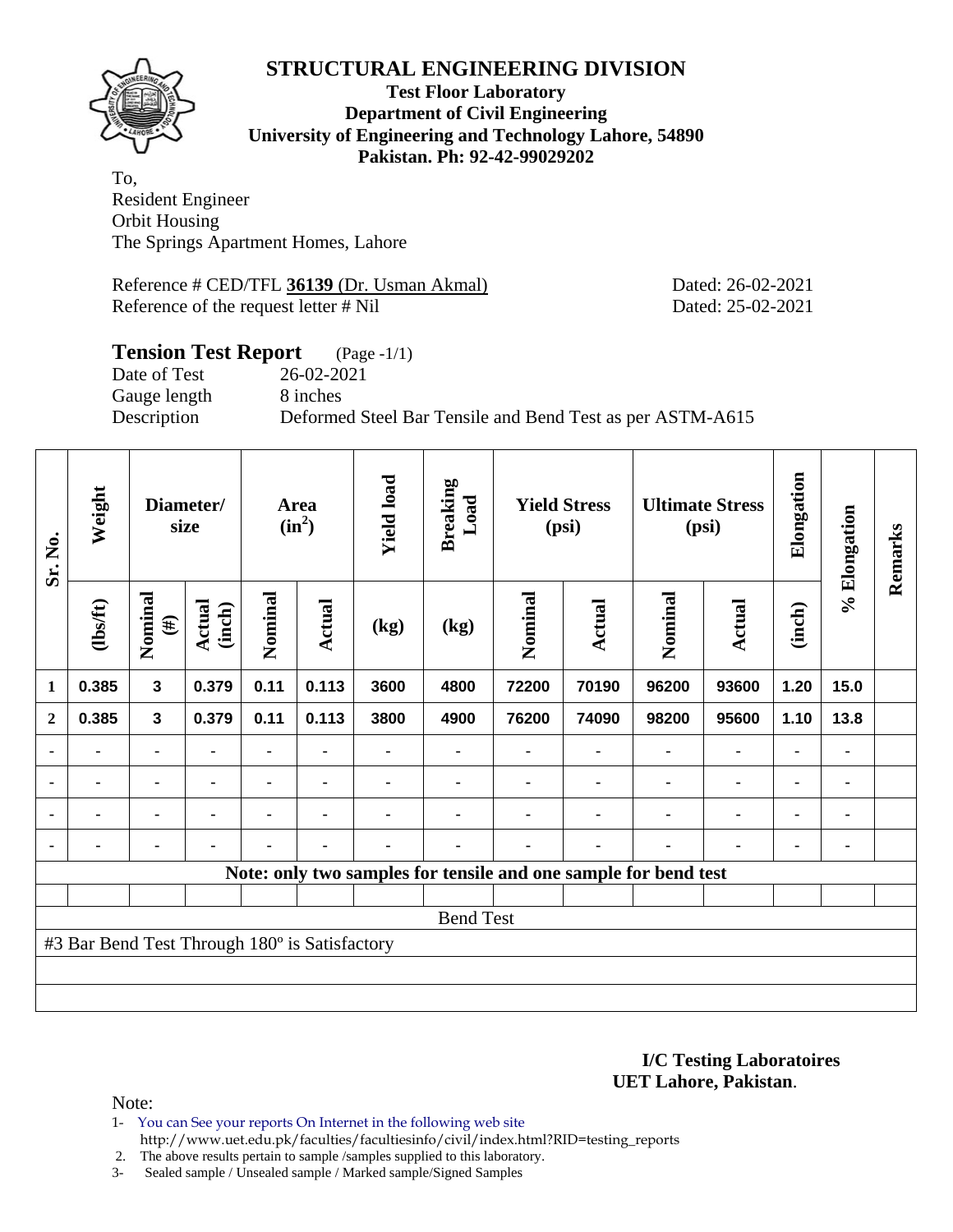# STRUCTURAL ENGINEERING DIVISION

**Test Floor Laboratory**
**Department of Civil Engineering**
**University of Engineering and Technology Lahore, 54890**
**Pakistan. Ph: 92-42-99029202**

To,
Resident Engineer
Orbit Housing
The Springs Apartment Homes, Lahore

Reference # CED/TFL **36139** (Dr. Usman Akmal) Dated: 26-02-2021
Reference of the request letter # Nil Dated: 25-02-2021

## Tension Test Report (Page -1/1)

Date of Test 26-02-2021
Gauge length 8 inches
Description Deformed Steel Bar Tensile and Bend Test as per ASTM-A615

| Sr. No. | Weight | Diameter/ size | | Area ($in^2$) | | Yield load | Breaking Load | Yield Stress (psi) | | Ultimate Stress (psi) | | Elongation | % Elongation | Remarks |
|---|---|---|---|---|---|---|---|---|---|---|---|---|---|---|
| | (lbs/ft) | Nominal (#) | Actual (inch) | Nominal | Actual | (kg) | (kg) | Nominal | Actual | Nominal | Actual | (inch) | | |
| 1 | 0.385 | 3 | 0.379 | 0.11 | 0.113 | 3600 | 4800 | 72200 | 70190 | 96200 | 93600 | 1.20 | 15.0 | |
| 2 | 0.385 | 3 | 0.379 | 0.11 | 0.113 | 3800 | 4900 | 76200 | 74090 | 98200 | 95600 | 1.10 | 13.8 | |
| - | - | - | - | - | - | - | - | - | - | - | - | - | - | |
| - | - | - | - | - | - | - | - | - | - | - | - | - | - | |
| - | - | - | - | - | - | - | - | - | - | - | - | - | - | |
| - | - | - | - | - | - | - | - | - | - | - | - | - | - | |
| Note: only two samples for tensile and one sample for bend test | | | | | | | | | | | | | | |
| Bend Test | | | | | | | | | | | | | | |
| #3 Bar Bend Test Through 180º is Satisfactory | | | | | | | | | | | | | | |

**I/C Testing Laboratoires**
**UET Lahore, Pakistan**.

Note:
1- You can See your reports On Internet in the following web site
http://www.uet.edu.pk/faculties/facultiesinfo/civil/index.html?RID=testing_reports
2. The above results pertain to sample /samples supplied to this laboratory.
3- Sealed sample / Unsealed sample / Marked sample/Signed Samples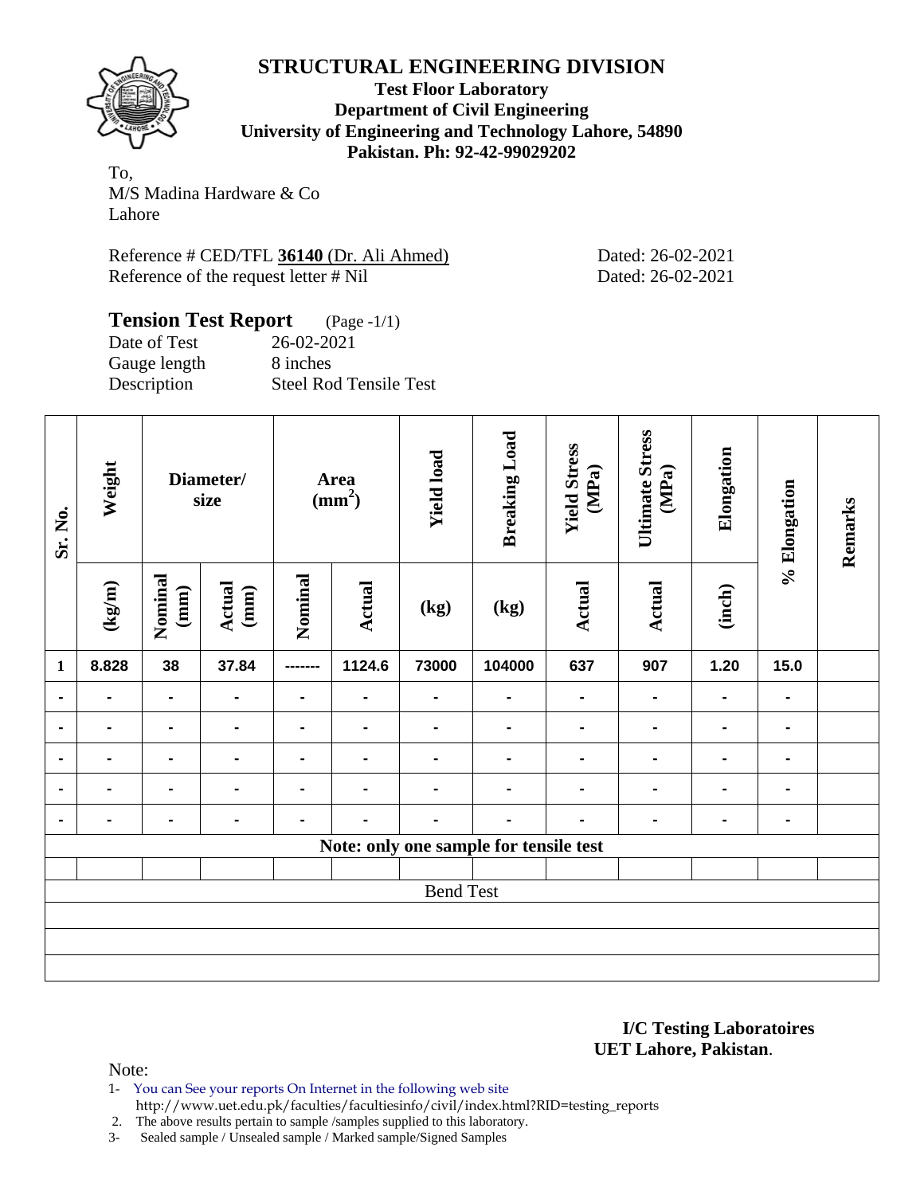# STRUCTURAL ENGINEERING DIVISION

**Test Floor Laboratory**
**Department of Civil Engineering**
**University of Engineering and Technology Lahore, 54890**
**Pakistan. Ph: 92-42-99029202**

To,
M/S Madina Hardware & Co
Lahore

Reference # CED/TFL **36140** (Dr. Ali Ahmed) Dated: 26-02-2021
Reference of the request letter # Nil Dated: 26-02-2021

## Tension Test Report (Page -1/1)

Date of Test 26-02-2021
Gauge length 8 inches
Description Steel Rod Tensile Test

| Sr. No. | Weight | Diameter/ size | | Area ($mm^2$) | | Yield load | Breaking Load | Yield Stress (MPa) | Ultimate Stress (MPa) | Elongation | % Elongation | Remarks |
|---|---|---|---|---|---|---|---|---|---|---|---|---|
| | (kg/m) | Nominal (mm) | Actual (mm) | Nominal | Actual | (kg) | (kg) | Actual | Actual | (inch) | | |
| 1 | 8.828 | 38 | 37.84 | ------- | 1124.6 | 73000 | 104000 | 637 | 907 | 1.20 | 15.0 | |
| - | - | - | - | - | - | - | - | - | - | - | - | |
| - | - | - | - | - | - | - | - | - | - | - | - | |
| - | - | - | - | - | - | - | - | - | - | - | - | |
| - | - | - | - | - | - | - | - | - | - | - | - | |
| - | - | - | - | - | - | - | - | - | - | - | - | |
| Note: only one sample for tensile test | | | | | | | | | | | | |
| | | | | | | | | | | | | |
| Bend Test | | | | | | | | | | | | |

**I/C Testing Laboratoires**
**UET Lahore, Pakistan**.

Note:

1- You can See your reports On Internet in the following web site http://www.uet.edu.pk/faculties/facultiesinfo/civil/index.html?RID=testing_reports
2. The above results pertain to sample /samples supplied to this laboratory.
3- Sealed sample / Unsealed sample / Marked sample/Signed Samples